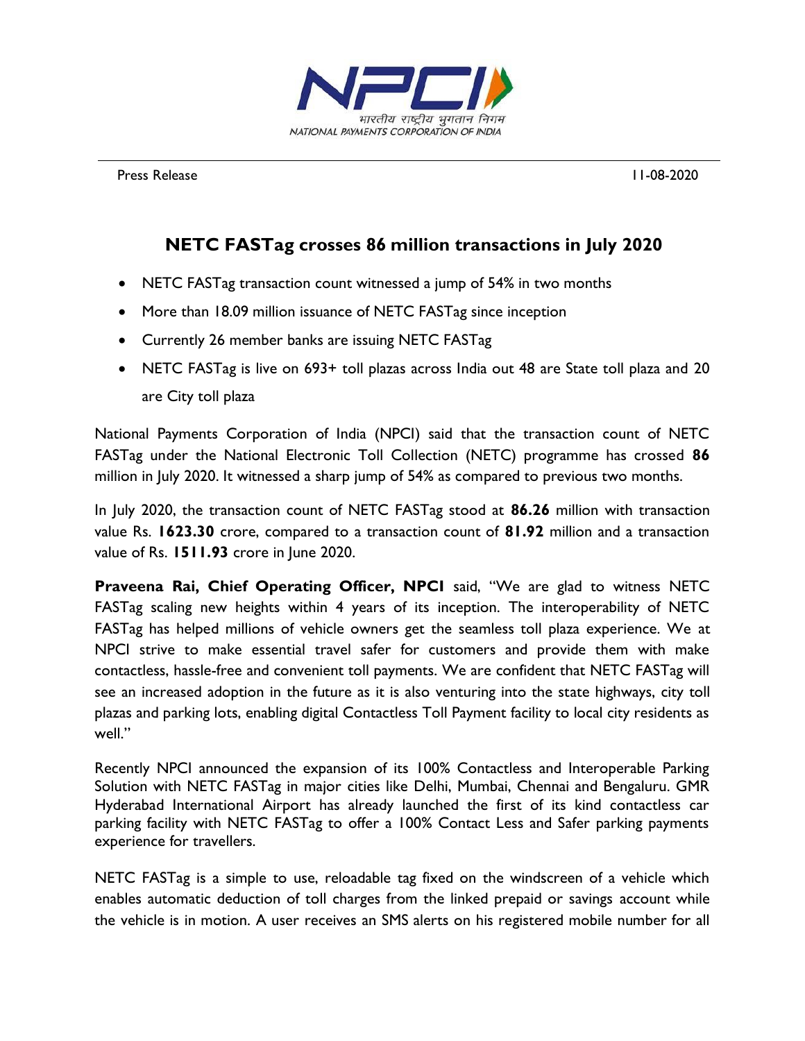Press Release 11-08-2020

# NETC FASTag crosses 86 million transactions in July 2020

- NETC FASTag transaction count witnessed a jump of 54% in two months
- More than 18.09 million issuance of NETC FASTag since inception
- Currently 26 member banks are issuing NETC FASTag
- NETC FASTag is live on 693+ toll plazas across India out 48 are State toll plaza and 20 are City toll plaza

National Payments Corporation of India (NPCI) said that the transaction count of NETC FASTag under the National Electronic Toll Collection (NETC) programme has crossed **86** million in July 2020. It witnessed a sharp jump of 54% as compared to previous two months.

In July 2020, the transaction count of NETC FASTag stood at **86.26** million with transaction value Rs. **1623.30** crore, compared to a transaction count of **81.92** million and a transaction value of Rs. **1511.93** crore in June 2020.

**Praveena Rai, Chief Operating Officer, NPCI** said, "We are glad to witness NETC FASTag scaling new heights within 4 years of its inception. The interoperability of NETC FASTag has helped millions of vehicle owners get the seamless toll plaza experience. We at NPCI strive to make essential travel safer for customers and provide them with make contactless, hassle-free and convenient toll payments. We are confident that NETC FASTag will see an increased adoption in the future as it is also venturing into the state highways, city toll plazas and parking lots, enabling digital Contactless Toll Payment facility to local city residents as well."

Recently NPCI announced the expansion of its 100% Contactless and Interoperable Parking Solution with NETC FASTag in major cities like Delhi, Mumbai, Chennai and Bengaluru. GMR Hyderabad International Airport has already launched the first of its kind contactless car parking facility with NETC FASTag to offer a 100% Contact Less and Safer parking payments experience for travellers.

NETC FASTag is a simple to use, reloadable tag fixed on the windscreen of a vehicle which enables automatic deduction of toll charges from the linked prepaid or savings account while the vehicle is in motion. A user receives an SMS alerts on his registered mobile number for all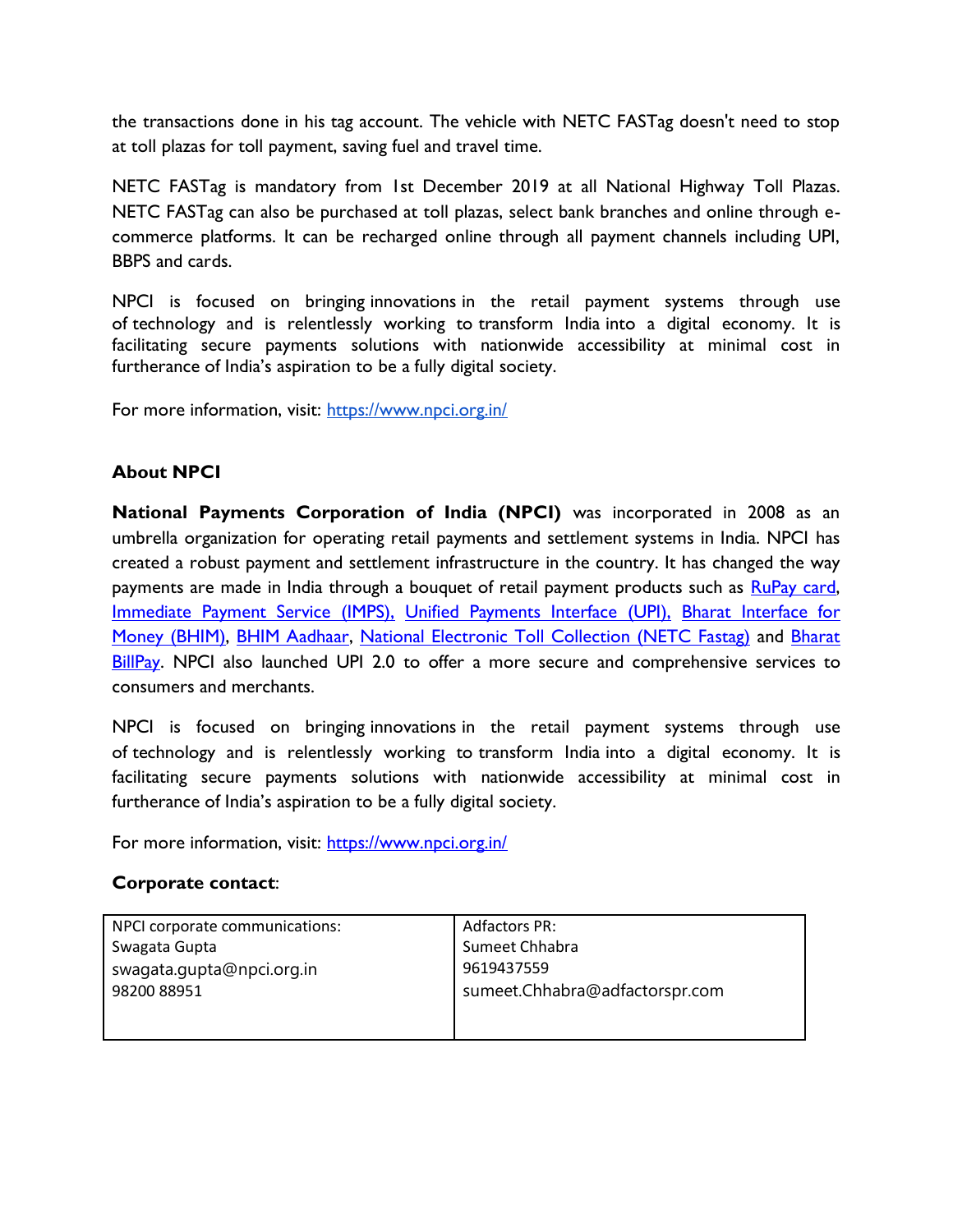the transactions done in his tag account. The vehicle with NETC FASTag doesn't need to stop at toll plazas for toll payment, saving fuel and travel time.

NETC FASTag is mandatory from 1st December 2019 at all National Highway Toll Plazas. NETC FASTag can also be purchased at toll plazas, select bank branches and online through e-commerce platforms. It can be recharged online through all payment channels including UPI, BBPS and cards.

NPCI is focused on bringing innovations in the retail payment systems through use of technology and is relentlessly working to transform India into a digital economy. It is facilitating secure payments solutions with nationwide accessibility at minimal cost in furtherance of India's aspiration to be a fully digital society.

For more information, visit: [https://www.npci.org.in/](https://www.npci.org.in/)

**About NPCI**

**National Payments Corporation of India (NPCI)** was incorporated in 2008 as an umbrella organization for operating retail payments and settlement systems in India. NPCI has created a robust payment and settlement infrastructure in the country. It has changed the way payments are made in India through a bouquet of retail payment products such as RuPay card, Immediate Payment Service (IMPS), Unified Payments Interface (UPI), Bharat Interface for Money (BHIM), BHIM Aadhaar, National Electronic Toll Collection (NETC Fastag) and Bharat BillPay. NPCI also launched UPI 2.0 to offer a more secure and comprehensive services to consumers and merchants.

NPCI is focused on bringing innovations in the retail payment systems through use of technology and is relentlessly working to transform India into a digital economy. It is facilitating secure payments solutions with nationwide accessibility at minimal cost in furtherance of India's aspiration to be a fully digital society.

For more information, visit: [https://www.npci.org.in/](https://www.npci.org.in/)

**Corporate contact**:

| | |
|---|---|
| NPCI corporate communications:<br>Swagata Gupta<br>swagata.gupta@npci.org.in<br>98200 88951 | Adfactors PR:<br>Sumeet Chhabra<br>9619437559<br>sumeet.Chhabra@adfactorspr.com |